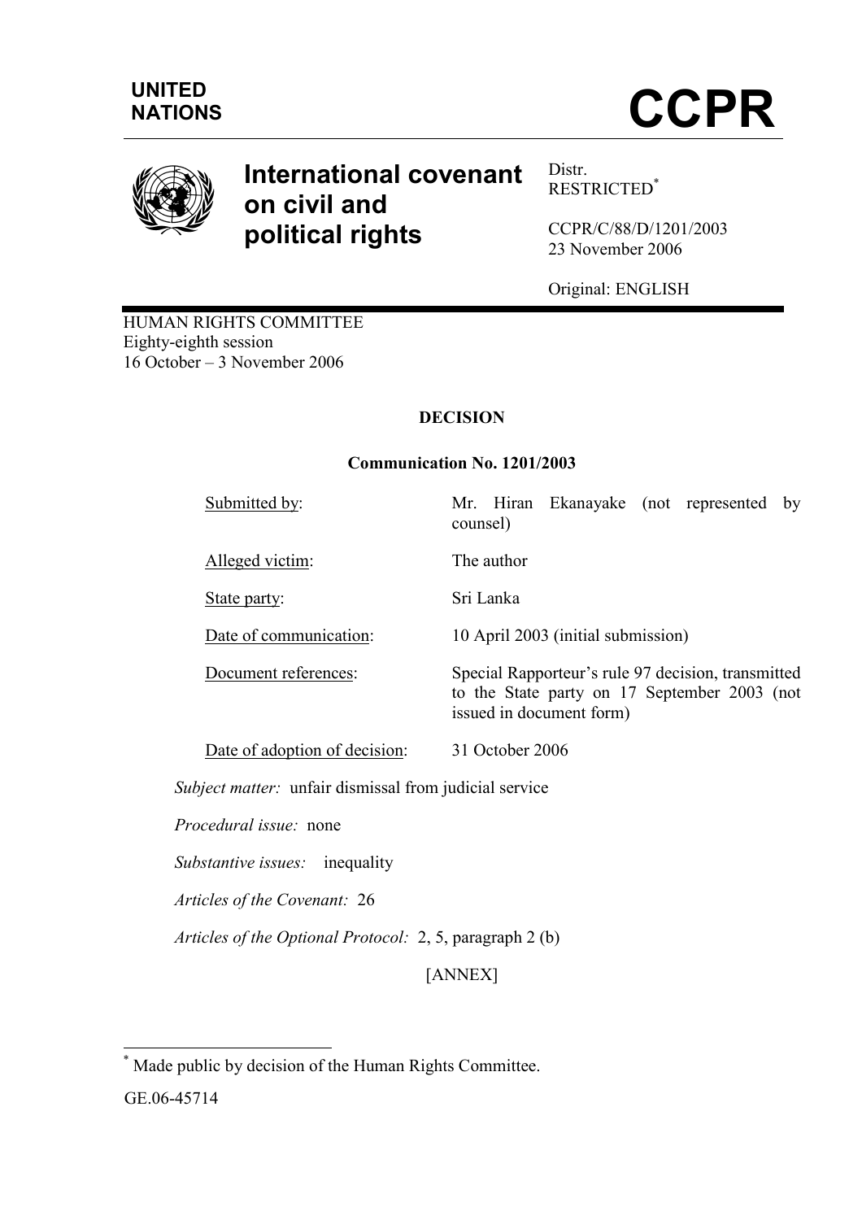UNITED NATIONS

# CCPR

# International covenant on civil and political rights

Distr.
RESTRICTED*

CCPR/C/88/D/1201/2003
23 November 2006

Original: ENGLISH

HUMAN RIGHTS COMMITTEE
Eighty-eighth session
16 October – 3 November 2006

## DECISION

### Communication No. 1201/2003

| | |
|---|---|
| Submitted by: | Mr. Hiran Ekanayake (not represented by counsel) |
| Alleged victim: | The author |
| State party: | Sri Lanka |
| Date of communication: | 10 April 2003 (initial submission) |
| Document references: | Special Rapporteur's rule 97 decision, transmitted to the State party on 17 September 2003 (not issued in document form) |
| Date of adoption of decision: | 31 October 2006 |

*Subject matter:* unfair dismissal from judicial service

*Procedural issue:* none

*Substantive issues:* inequality

*Articles of the Covenant:* 26

*Articles of the Optional Protocol:* 2, 5, paragraph 2 (b)

[ANNEX]

---

* Made public by decision of the Human Rights Committee.

GE.06-45714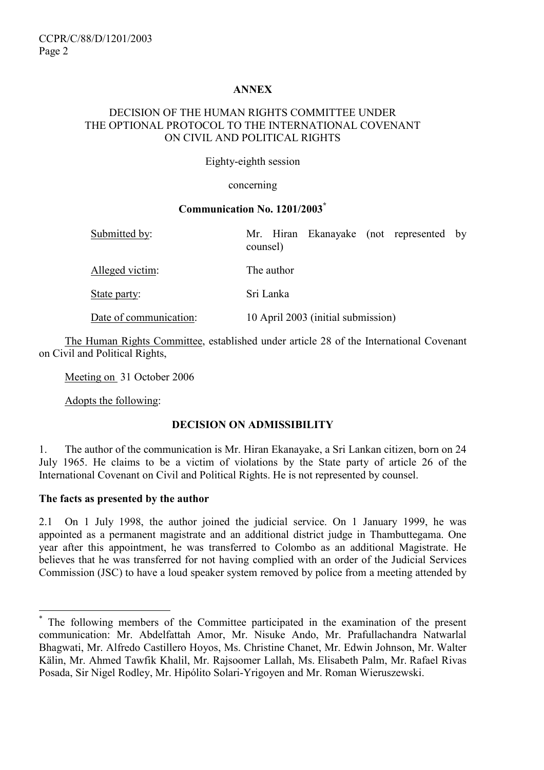## ANNEX

### DECISION OF THE HUMAN RIGHTS COMMITTEE UNDER THE OPTIONAL PROTOCOL TO THE INTERNATIONAL COVENANT ON CIVIL AND POLITICAL RIGHTS

Eighty-eighth session

concerning

**Communication No. 1201/2003***

| | |
|---|---|
| Submitted by: | Mr. Hiran Ekanayake (not represented by counsel) |
| Alleged victim: | The author |
| State party: | Sri Lanka |
| Date of communication: | 10 April 2003 (initial submission) |

The Human Rights Committee, established under article 28 of the International Covenant on Civil and Political Rights,

Meeting on 31 October 2006

Adopts the following:

### DECISION ON ADMISSIBILITY

1. The author of the communication is Mr. Hiran Ekanayake, a Sri Lankan citizen, born on 24 July 1965. He claims to be a victim of violations by the State party of article 26 of the International Covenant on Civil and Political Rights. He is not represented by counsel.

**The facts as presented by the author**

2.1 On 1 July 1998, the author joined the judicial service. On 1 January 1999, he was appointed as a permanent magistrate and an additional district judge in Thambuttegama. One year after this appointment, he was transferred to Colombo as an additional Magistrate. He believes that he was transferred for not having complied with an order of the Judicial Services Commission (JSC) to have a loud speaker system removed by police from a meeting attended by

---

* The following members of the Committee participated in the examination of the present communication: Mr. Abdelfattah Amor, Mr. Nisuke Ando, Mr. Prafullachandra Natwarlal Bhagwati, Mr. Alfredo Castillero Hoyos, Ms. Christine Chanet, Mr. Edwin Johnson, Mr. Walter Kälin, Mr. Ahmed Tawfik Khalil, Mr. Rajsoomer Lallah, Ms. Elisabeth Palm, Mr. Rafael Rivas Posada, Sir Nigel Rodley, Mr. Hipólito Solari-Yrigoyen and Mr. Roman Wieruszewski.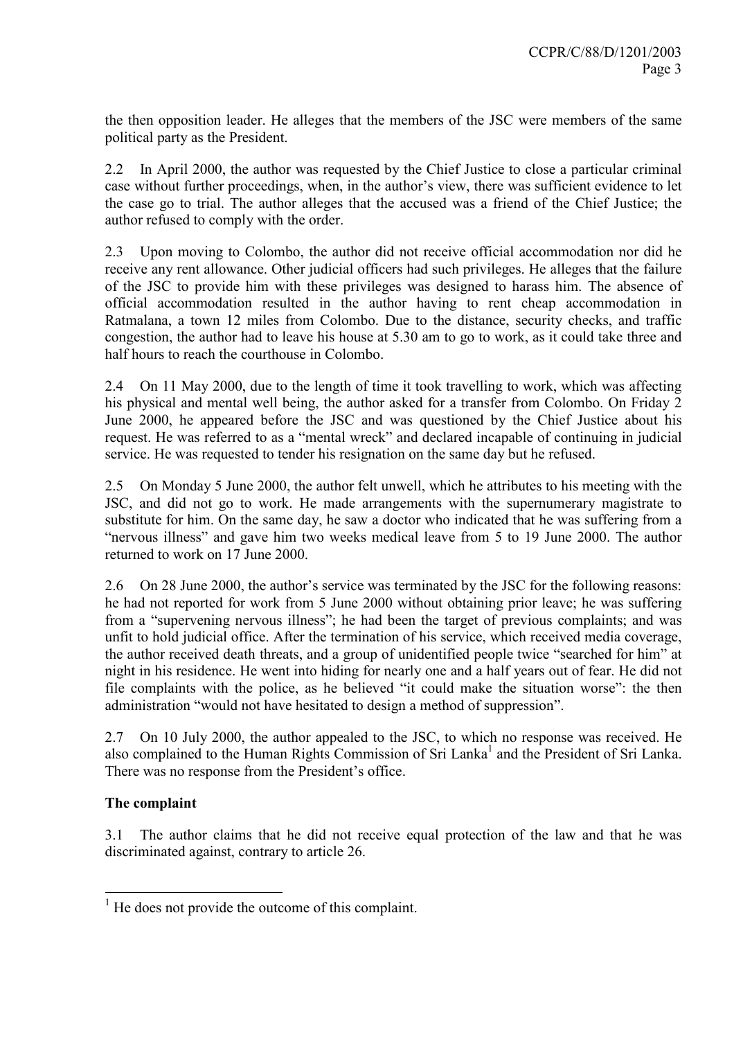the then opposition leader. He alleges that the members of the JSC were members of the same political party as the President.

2.2 In April 2000, the author was requested by the Chief Justice to close a particular criminal case without further proceedings, when, in the author's view, there was sufficient evidence to let the case go to trial. The author alleges that the accused was a friend of the Chief Justice; the author refused to comply with the order.

2.3 Upon moving to Colombo, the author did not receive official accommodation nor did he receive any rent allowance. Other judicial officers had such privileges. He alleges that the failure of the JSC to provide him with these privileges was designed to harass him. The absence of official accommodation resulted in the author having to rent cheap accommodation in Ratmalana, a town 12 miles from Colombo. Due to the distance, security checks, and traffic congestion, the author had to leave his house at 5.30 am to go to work, as it could take three and half hours to reach the courthouse in Colombo.

2.4 On 11 May 2000, due to the length of time it took travelling to work, which was affecting his physical and mental well being, the author asked for a transfer from Colombo. On Friday 2 June 2000, he appeared before the JSC and was questioned by the Chief Justice about his request. He was referred to as a "mental wreck" and declared incapable of continuing in judicial service. He was requested to tender his resignation on the same day but he refused.

2.5 On Monday 5 June 2000, the author felt unwell, which he attributes to his meeting with the JSC, and did not go to work. He made arrangements with the supernumerary magistrate to substitute for him. On the same day, he saw a doctor who indicated that he was suffering from a "nervous illness" and gave him two weeks medical leave from 5 to 19 June 2000. The author returned to work on 17 June 2000.

2.6 On 28 June 2000, the author's service was terminated by the JSC for the following reasons: he had not reported for work from 5 June 2000 without obtaining prior leave; he was suffering from a "supervening nervous illness"; he had been the target of previous complaints; and was unfit to hold judicial office. After the termination of his service, which received media coverage, the author received death threats, and a group of unidentified people twice "searched for him" at night in his residence. He went into hiding for nearly one and a half years out of fear. He did not file complaints with the police, as he believed "it could make the situation worse": the then administration "would not have hesitated to design a method of suppression".

2.7 On 10 July 2000, the author appealed to the JSC, to which no response was received. He also complained to the Human Rights Commission of Sri Lanka[1] and the President of Sri Lanka. There was no response from the President's office.

## The complaint

3.1 The author claims that he did not receive equal protection of the law and that he was discriminated against, contrary to article 26.

---

[1] He does not provide the outcome of this complaint.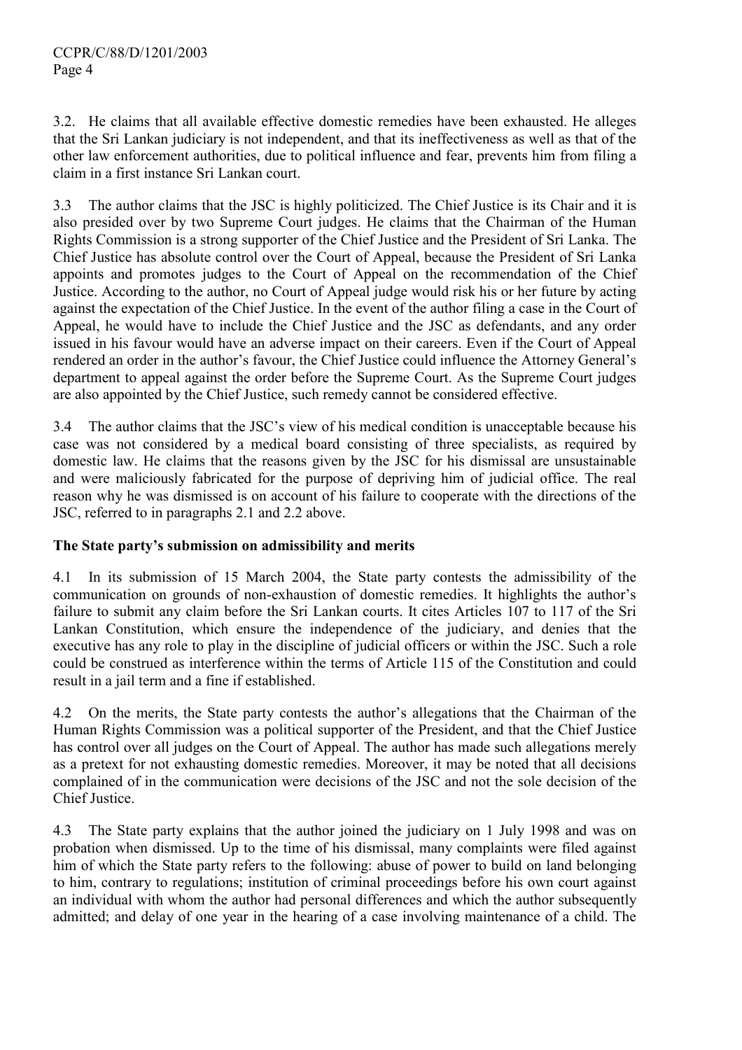3.2. He claims that all available effective domestic remedies have been exhausted. He alleges that the Sri Lankan judiciary is not independent, and that its ineffectiveness as well as that of the other law enforcement authorities, due to political influence and fear, prevents him from filing a claim in a first instance Sri Lankan court.

3.3 The author claims that the JSC is highly politicized. The Chief Justice is its Chair and it is also presided over by two Supreme Court judges. He claims that the Chairman of the Human Rights Commission is a strong supporter of the Chief Justice and the President of Sri Lanka. The Chief Justice has absolute control over the Court of Appeal, because the President of Sri Lanka appoints and promotes judges to the Court of Appeal on the recommendation of the Chief Justice. According to the author, no Court of Appeal judge would risk his or her future by acting against the expectation of the Chief Justice. In the event of the author filing a case in the Court of Appeal, he would have to include the Chief Justice and the JSC as defendants, and any order issued in his favour would have an adverse impact on their careers. Even if the Court of Appeal rendered an order in the author's favour, the Chief Justice could influence the Attorney General's department to appeal against the order before the Supreme Court. As the Supreme Court judges are also appointed by the Chief Justice, such remedy cannot be considered effective.

3.4 The author claims that the JSC's view of his medical condition is unacceptable because his case was not considered by a medical board consisting of three specialists, as required by domestic law. He claims that the reasons given by the JSC for his dismissal are unsustainable and were maliciously fabricated for the purpose of depriving him of judicial office. The real reason why he was dismissed is on account of his failure to cooperate with the directions of the JSC, referred to in paragraphs 2.1 and 2.2 above.

**The State party's submission on admissibility and merits**

4.1 In its submission of 15 March 2004, the State party contests the admissibility of the communication on grounds of non-exhaustion of domestic remedies. It highlights the author's failure to submit any claim before the Sri Lankan courts. It cites Articles 107 to 117 of the Sri Lankan Constitution, which ensure the independence of the judiciary, and denies that the executive has any role to play in the discipline of judicial officers or within the JSC. Such a role could be construed as interference within the terms of Article 115 of the Constitution and could result in a jail term and a fine if established.

4.2 On the merits, the State party contests the author's allegations that the Chairman of the Human Rights Commission was a political supporter of the President, and that the Chief Justice has control over all judges on the Court of Appeal. The author has made such allegations merely as a pretext for not exhausting domestic remedies. Moreover, it may be noted that all decisions complained of in the communication were decisions of the JSC and not the sole decision of the Chief Justice.

4.3 The State party explains that the author joined the judiciary on 1 July 1998 and was on probation when dismissed. Up to the time of his dismissal, many complaints were filed against him of which the State party refers to the following: abuse of power to build on land belonging to him, contrary to regulations; institution of criminal proceedings before his own court against an individual with whom the author had personal differences and which the author subsequently admitted; and delay of one year in the hearing of a case involving maintenance of a child. The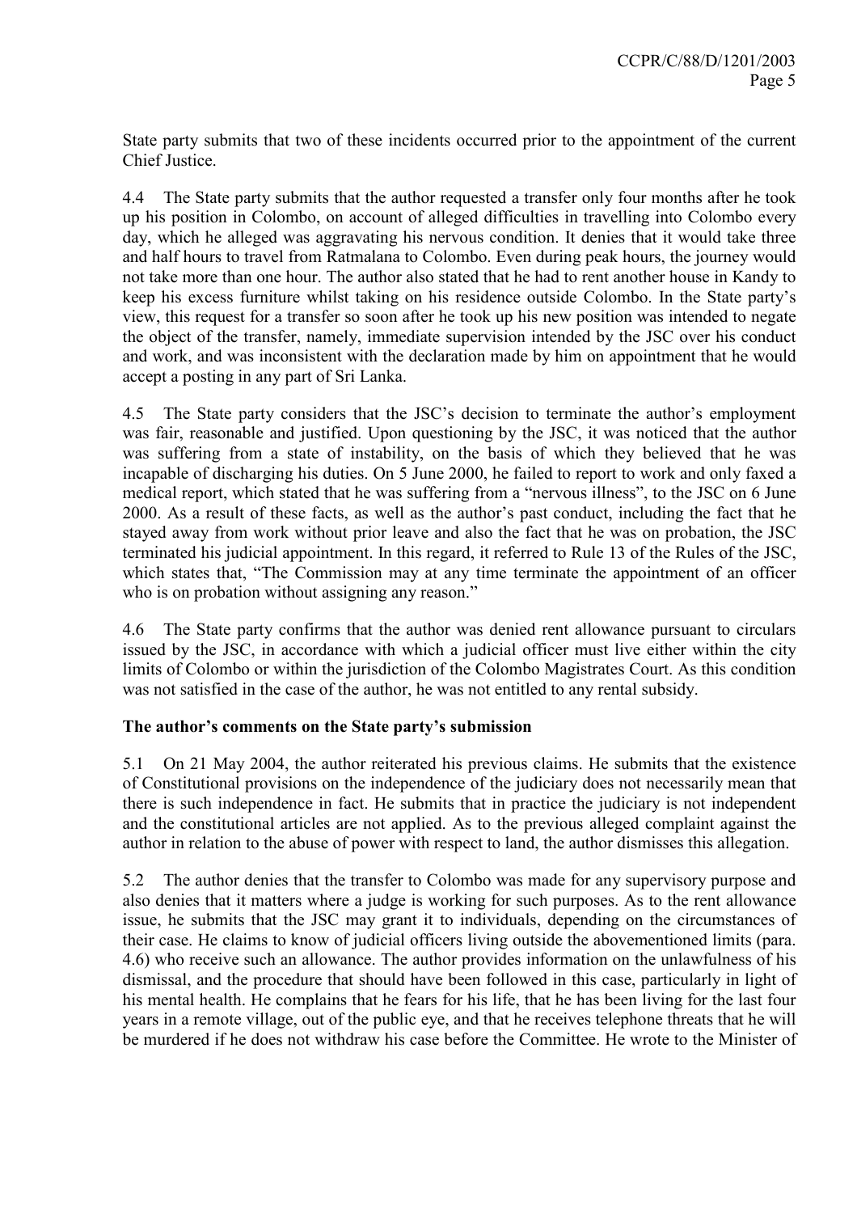State party submits that two of these incidents occurred prior to the appointment of the current Chief Justice.

4.4 The State party submits that the author requested a transfer only four months after he took up his position in Colombo, on account of alleged difficulties in travelling into Colombo every day, which he alleged was aggravating his nervous condition. It denies that it would take three and half hours to travel from Ratmalana to Colombo. Even during peak hours, the journey would not take more than one hour. The author also stated that he had to rent another house in Kandy to keep his excess furniture whilst taking on his residence outside Colombo. In the State party's view, this request for a transfer so soon after he took up his new position was intended to negate the object of the transfer, namely, immediate supervision intended by the JSC over his conduct and work, and was inconsistent with the declaration made by him on appointment that he would accept a posting in any part of Sri Lanka.

4.5 The State party considers that the JSC's decision to terminate the author's employment was fair, reasonable and justified. Upon questioning by the JSC, it was noticed that the author was suffering from a state of instability, on the basis of which they believed that he was incapable of discharging his duties. On 5 June 2000, he failed to report to work and only faxed a medical report, which stated that he was suffering from a "nervous illness", to the JSC on 6 June 2000. As a result of these facts, as well as the author's past conduct, including the fact that he stayed away from work without prior leave and also the fact that he was on probation, the JSC terminated his judicial appointment. In this regard, it referred to Rule 13 of the Rules of the JSC, which states that, "The Commission may at any time terminate the appointment of an officer who is on probation without assigning any reason."

4.6 The State party confirms that the author was denied rent allowance pursuant to circulars issued by the JSC, in accordance with which a judicial officer must live either within the city limits of Colombo or within the jurisdiction of the Colombo Magistrates Court. As this condition was not satisfied in the case of the author, he was not entitled to any rental subsidy.

**The author's comments on the State party's submission**

5.1 On 21 May 2004, the author reiterated his previous claims. He submits that the existence of Constitutional provisions on the independence of the judiciary does not necessarily mean that there is such independence in fact. He submits that in practice the judiciary is not independent and the constitutional articles are not applied. As to the previous alleged complaint against the author in relation to the abuse of power with respect to land, the author dismisses this allegation.

5.2 The author denies that the transfer to Colombo was made for any supervisory purpose and also denies that it matters where a judge is working for such purposes. As to the rent allowance issue, he submits that the JSC may grant it to individuals, depending on the circumstances of their case. He claims to know of judicial officers living outside the abovementioned limits (para. 4.6) who receive such an allowance. The author provides information on the unlawfulness of his dismissal, and the procedure that should have been followed in this case, particularly in light of his mental health. He complains that he fears for his life, that he has been living for the last four years in a remote village, out of the public eye, and that he receives telephone threats that he will be murdered if he does not withdraw his case before the Committee. He wrote to the Minister of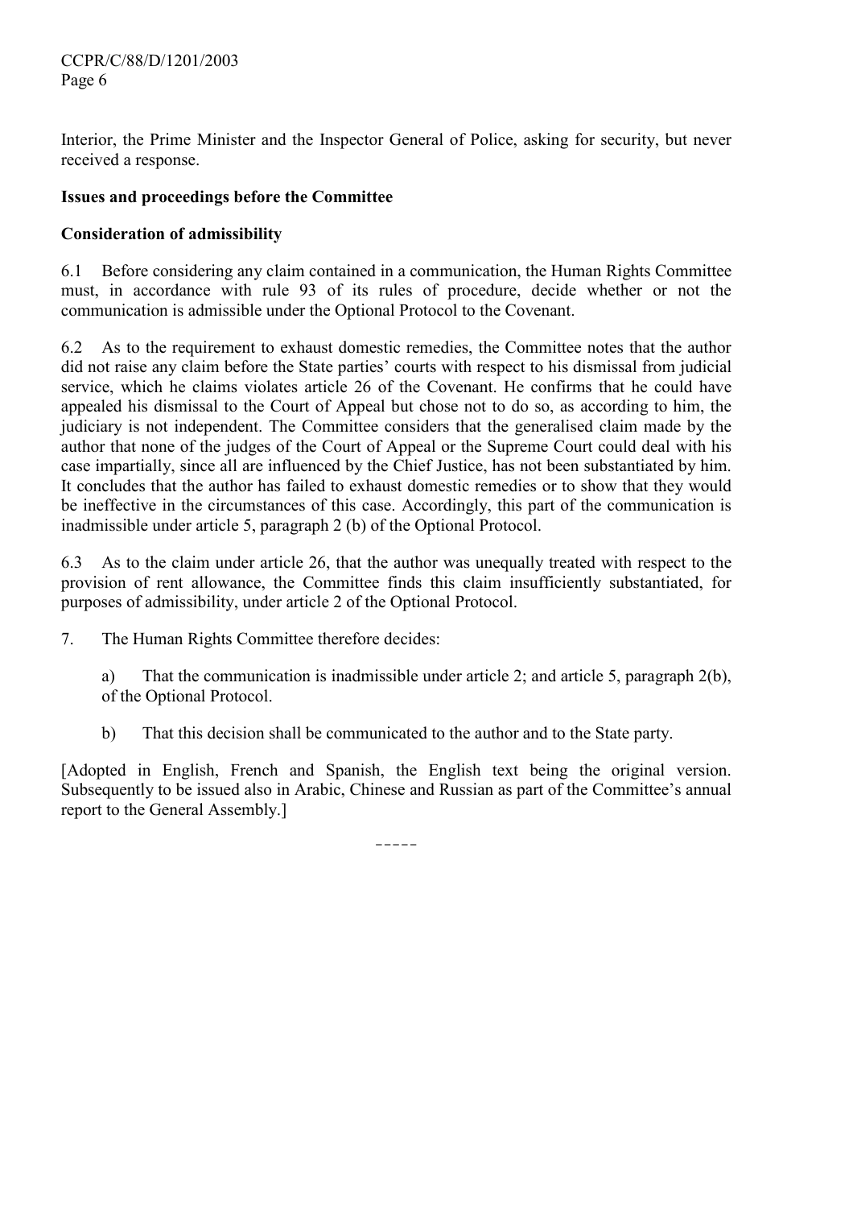Interior, the Prime Minister and the Inspector General of Police, asking for security, but never received a response.

**Issues and proceedings before the Committee**

**Consideration of admissibility**

6.1 Before considering any claim contained in a communication, the Human Rights Committee must, in accordance with rule 93 of its rules of procedure, decide whether or not the communication is admissible under the Optional Protocol to the Covenant.

6.2 As to the requirement to exhaust domestic remedies, the Committee notes that the author did not raise any claim before the State parties' courts with respect to his dismissal from judicial service, which he claims violates article 26 of the Covenant. He confirms that he could have appealed his dismissal to the Court of Appeal but chose not to do so, as according to him, the judiciary is not independent. The Committee considers that the generalised claim made by the author that none of the judges of the Court of Appeal or the Supreme Court could deal with his case impartially, since all are influenced by the Chief Justice, has not been substantiated by him. It concludes that the author has failed to exhaust domestic remedies or to show that they would be ineffective in the circumstances of this case. Accordingly, this part of the communication is inadmissible under article 5, paragraph 2 (b) of the Optional Protocol.

6.3 As to the claim under article 26, that the author was unequally treated with respect to the provision of rent allowance, the Committee finds this claim insufficiently substantiated, for purposes of admissibility, under article 2 of the Optional Protocol.

7. The Human Rights Committee therefore decides:

a) That the communication is inadmissible under article 2; and article 5, paragraph 2(b), of the Optional Protocol.

b) That this decision shall be communicated to the author and to the State party.

[Adopted in English, French and Spanish, the English text being the original version. Subsequently to be issued also in Arabic, Chinese and Russian as part of the Committee's annual report to the General Assembly.]

-----